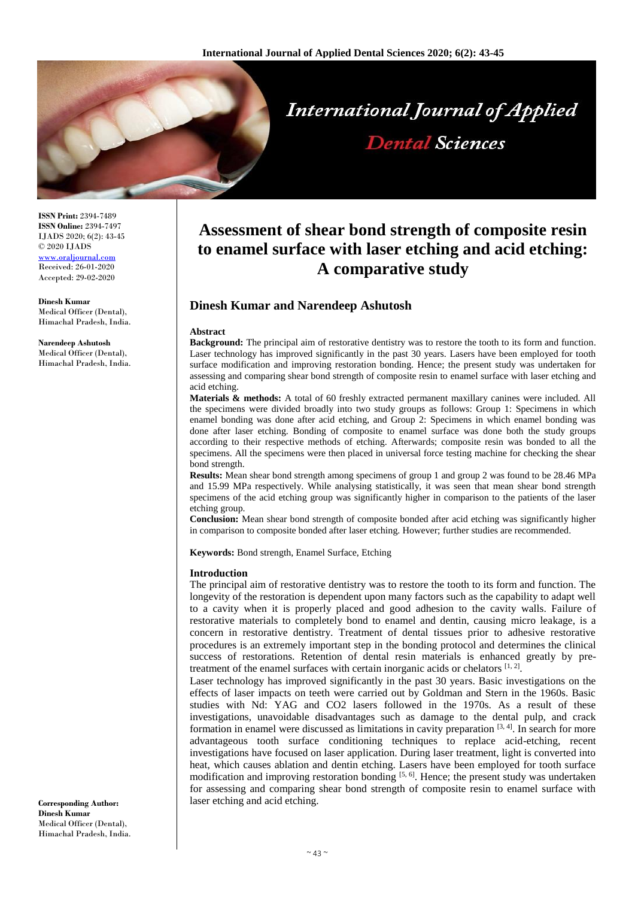# Assessment of shear bond strength of composite resin to enamel surface with laser etching and acid etching: A comparative study

## Dinesh Kumar and Narendeep Ashutosh

**ISSN Print:** 2394-7489
**ISSN Online:** 2394-7497
IJADS 2020; 6(2): 43-45
© 2020 IJADS
www.oraljournal.com
Received: 26-01-2020
Accepted: 29-02-2020

**Dinesh Kumar**
Medical Officer (Dental), Himachal Pradesh, India.

**Narendeep Ashutosh**
Medical Officer (Dental), Himachal Pradesh, India.

**Corresponding Author:**
**Dinesh Kumar**
Medical Officer (Dental), Himachal Pradesh, India.

### Abstract

**Background:** The principal aim of restorative dentistry was to restore the tooth to its form and function. Laser technology has improved significantly in the past 30 years. Lasers have been employed for tooth surface modification and improving restoration bonding. Hence; the present study was undertaken for assessing and comparing shear bond strength of composite resin to enamel surface with laser etching and acid etching.

**Materials & methods:** A total of 60 freshly extracted permanent maxillary canines were included. All the specimens were divided broadly into two study groups as follows: Group 1: Specimens in which enamel bonding was done after acid etching, and Group 2: Specimens in which enamel bonding was done after laser etching. Bonding of composite to enamel surface was done both the study groups according to their respective methods of etching. Afterwards; composite resin was bonded to all the specimens. All the specimens were then placed in universal force testing machine for checking the shear bond strength.

**Results:** Mean shear bond strength among specimens of group 1 and group 2 was found to be 28.46 MPa and 15.99 MPa respectively. While analysing statistically, it was seen that mean shear bond strength specimens of the acid etching group was significantly higher in comparison to the patients of the laser etching group.

**Conclusion:** Mean shear bond strength of composite bonded after acid etching was significantly higher in comparison to composite bonded after laser etching. However; further studies are recommended.

**Keywords:** Bond strength, Enamel Surface, Etching

### Introduction

The principal aim of restorative dentistry was to restore the tooth to its form and function. The longevity of the restoration is dependent upon many factors such as the capability to adapt well to a cavity when it is properly placed and good adhesion to the cavity walls. Failure of restorative materials to completely bond to enamel and dentin, causing micro leakage, is a concern in restorative dentistry. Treatment of dental tissues prior to adhesive restorative procedures is an extremely important step in the bonding protocol and determines the clinical success of restorations. Retention of dental resin materials is enhanced greatly by pre-treatment of the enamel surfaces with certain inorganic acids or chelators [1, 2].

Laser technology has improved significantly in the past 30 years. Basic investigations on the effects of laser impacts on teeth were carried out by Goldman and Stern in the 1960s. Basic studies with Nd: YAG and $CO_2$ lasers followed in the 1970s. As a result of these investigations, unavoidable disadvantages such as damage to the dental pulp, and crack formation in enamel were discussed as limitations in cavity preparation [3, 4]. In search for more advantageous tooth surface conditioning techniques to replace acid-etching, recent investigations have focused on laser application. During laser treatment, light is converted into heat, which causes ablation and dentin etching. Lasers have been employed for tooth surface modification and improving restoration bonding [5, 6]. Hence; the present study was undertaken for assessing and comparing shear bond strength of composite resin to enamel surface with laser etching and acid etching.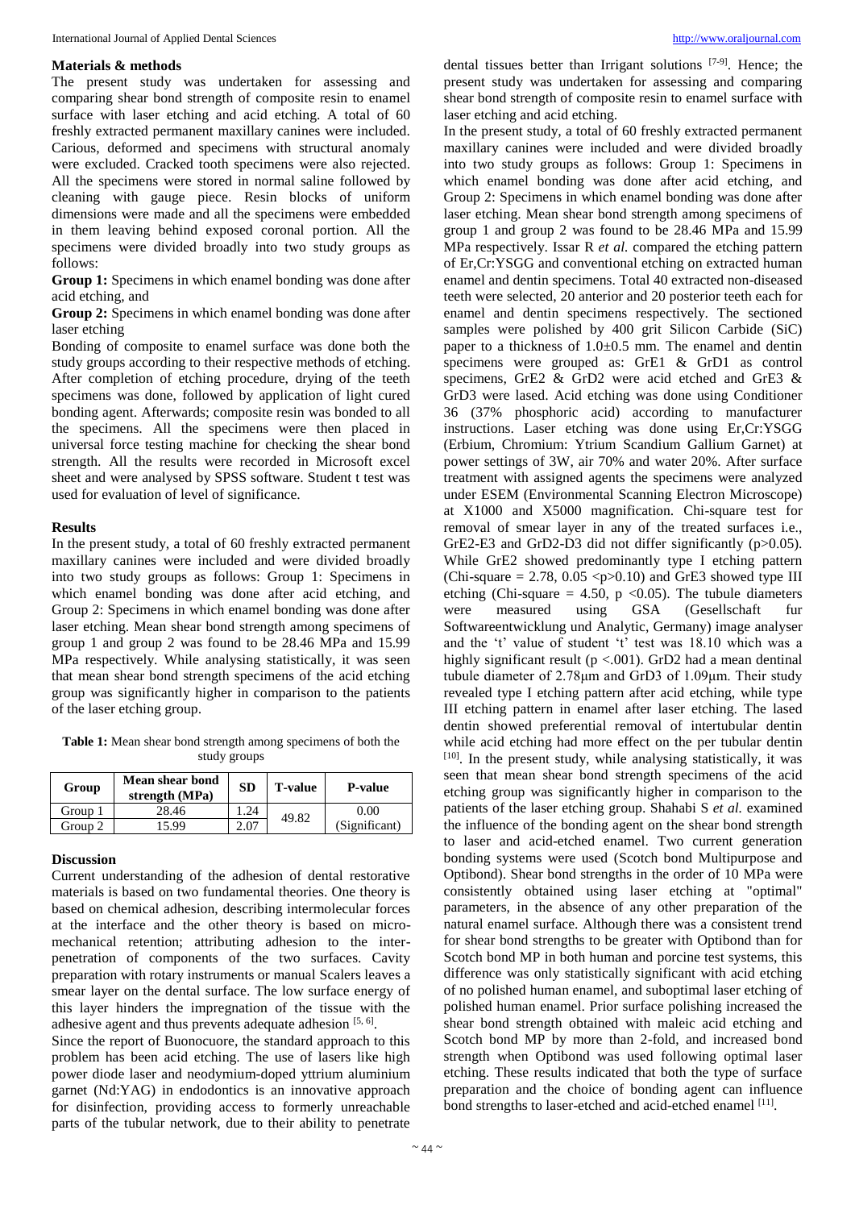## Materials & methods

The present study was undertaken for assessing and comparing shear bond strength of composite resin to enamel surface with laser etching and acid etching. A total of 60 freshly extracted permanent maxillary canines were included. Carious, deformed and specimens with structural anomaly were excluded. Cracked tooth specimens were also rejected. All the specimens were stored in normal saline followed by cleaning with gauge piece. Resin blocks of uniform dimensions were made and all the specimens were embedded in them leaving behind exposed coronal portion. All the specimens were divided broadly into two study groups as follows:

**Group 1:** Specimens in which enamel bonding was done after acid etching, and

**Group 2:** Specimens in which enamel bonding was done after laser etching

Bonding of composite to enamel surface was done both the study groups according to their respective methods of etching. After completion of etching procedure, drying of the teeth specimens was done, followed by application of light cured bonding agent. Afterwards; composite resin was bonded to all the specimens. All the specimens were then placed in universal force testing machine for checking the shear bond strength. All the results were recorded in Microsoft excel sheet and were analysed by SPSS software. Student t test was used for evaluation of level of significance.

## Results

In the present study, a total of 60 freshly extracted permanent maxillary canines were included and were divided broadly into two study groups as follows: Group 1: Specimens in which enamel bonding was done after acid etching, and Group 2: Specimens in which enamel bonding was done after laser etching. Mean shear bond strength among specimens of group 1 and group 2 was found to be 28.46 MPa and 15.99 MPa respectively. While analysing statistically, it was seen that mean shear bond strength specimens of the acid etching group was significantly higher in comparison to the patients of the laser etching group.

**Table 1:** Mean shear bond strength among specimens of both the study groups

| Group | Mean shear bond strength (MPa) | SD | T-value | P-value |
|---|---|---|---|---|
| Group 1 | 28.46 | 1.24 | 49.82 | 0.00 (Significant) |
| Group 2 | 15.99 | 2.07 | | |

## Discussion

Current understanding of the adhesion of dental restorative materials is based on two fundamental theories. One theory is based on chemical adhesion, describing intermolecular forces at the interface and the other theory is based on micro-mechanical retention; attributing adhesion to the inter-penetration of components of the two surfaces. Cavity preparation with rotary instruments or manual Scalers leaves a smear layer on the dental surface. The low surface energy of this layer hinders the impregnation of the tissue with the adhesive agent and thus prevents adequate adhesion [5, 6].

Since the report of Buonocuore, the standard approach to this problem has been acid etching. The use of lasers like high power diode laser and neodymium-doped yttrium aluminium garnet (Nd:YAG) in endodontics is an innovative approach for disinfection, providing access to formerly unreachable parts of the tubular network, due to their ability to penetrate dental tissues better than Irrigant solutions [7-9]. Hence; the present study was undertaken for assessing and comparing shear bond strength of composite resin to enamel surface with laser etching and acid etching.

In the present study, a total of 60 freshly extracted permanent maxillary canines were included and were divided broadly into two study groups as follows: Group 1: Specimens in which enamel bonding was done after acid etching, and Group 2: Specimens in which enamel bonding was done after laser etching. Mean shear bond strength among specimens of group 1 and group 2 was found to be 28.46 MPa and 15.99 MPa respectively. Issar R *et al.* compared the etching pattern of Er,Cr:YSGG and conventional etching on extracted human enamel and dentin specimens. Total 40 extracted non-diseased teeth were selected, 20 anterior and 20 posterior teeth each for enamel and dentin specimens respectively. The sectioned samples were polished by 400 grit Silicon Carbide (SiC) paper to a thickness of 1.0±0.5 mm. The enamel and dentin specimens were grouped as: GrE1 & GrD1 as control specimens, GrE2 & GrD2 were acid etched and GrE3 & GrD3 were lased. Acid etching was done using Conditioner 36 (37% phosphoric acid) according to manufacturer instructions. Laser etching was done using Er,Cr:YSGG (Erbium, Chromium: Ytrium Scandium Gallium Garnet) at power settings of 3W, air 70% and water 20%. After surface treatment with assigned agents the specimens were analyzed under ESEM (Environmental Scanning Electron Microscope) at X1000 and X5000 magnification. Chi-square test for removal of smear layer in any of the treated surfaces i.e., GrE2-E3 and GrD2-D3 did not differ significantly ($p>0.05$). While GrE2 showed predominantly type I etching pattern (Chi-square = 2.78, $0.05 < p > 0.10$) and GrE3 showed type III etching (Chi-square = 4.50, $p < 0.05$). The tubule diameters were measured using GSA (Gesellschaft fur Softwareentwicklung und Analytic, Germany) image analyser and the 't' value of student 't' test was 18.10 which was a highly significant result ($p < .001$). GrD2 had a mean dentinal tubule diameter of 2.78μm and GrD3 of 1.09μm. Their study revealed type I etching pattern after acid etching, while type III etching pattern in enamel after laser etching. The lased dentin showed preferential removal of intertubular dentin while acid etching had more effect on the per tubular dentin [10]. In the present study, while analysing statistically, it was seen that mean shear bond strength specimens of the acid etching group was significantly higher in comparison to the patients of the laser etching group. Shahabi S *et al.* examined the influence of the bonding agent on the shear bond strength to laser and acid-etched enamel. Two current generation bonding systems were used (Scotch bond Multipurpose and Optibond). Shear bond strengths in the order of 10 MPa were consistently obtained using laser etching at "optimal" parameters, in the absence of any other preparation of the natural enamel surface. Although there was a consistent trend for shear bond strengths to be greater with Optibond than for Scotch bond MP in both human and porcine test systems, this difference was only statistically significant with acid etching of no polished human enamel, and suboptimal laser etching of polished human enamel. Prior surface polishing increased the shear bond strength obtained with maleic acid etching and Scotch bond MP by more than 2-fold, and increased bond strength when Optibond was used following optimal laser etching. These results indicated that both the type of surface preparation and the choice of bonding agent can influence bond strengths to laser-etched and acid-etched enamel [11].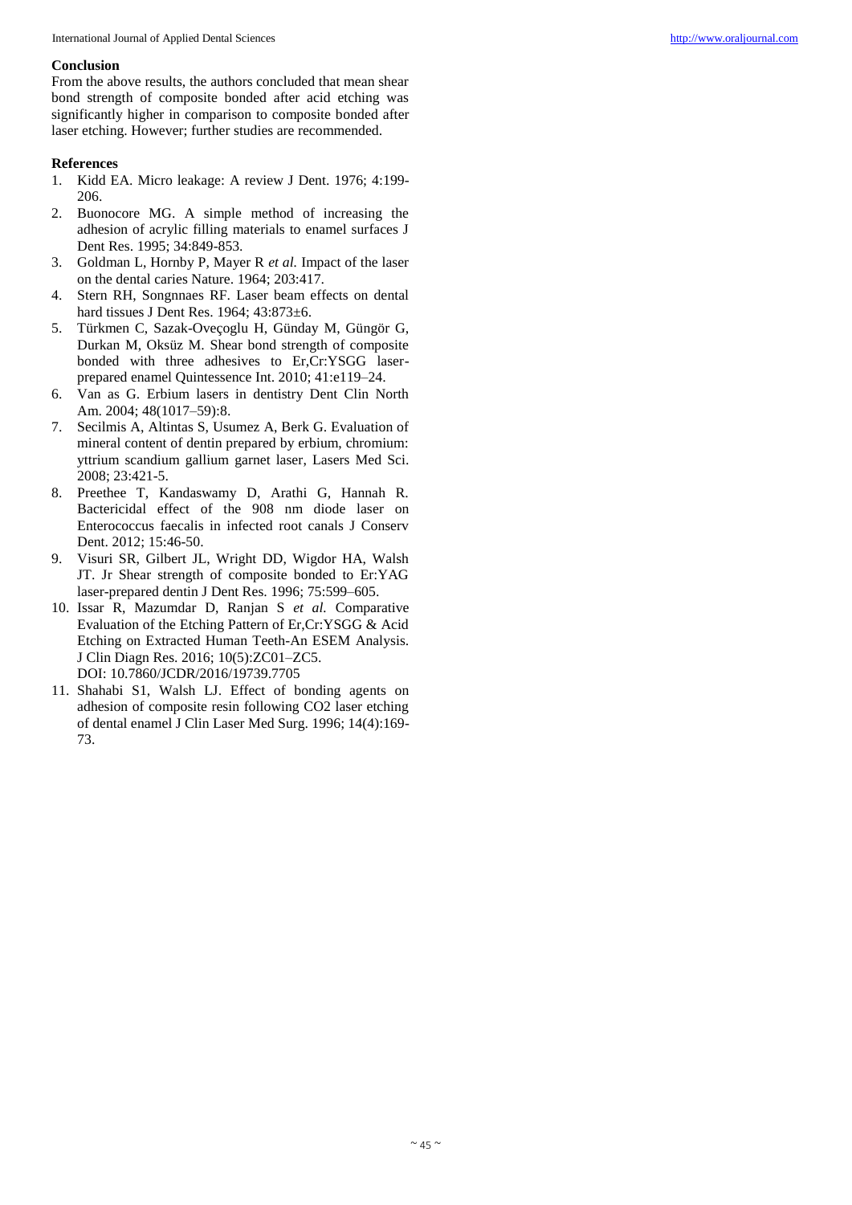## Conclusion

From the above results, the authors concluded that mean shear bond strength of composite bonded after acid etching was significantly higher in comparison to composite bonded after laser etching. However; further studies are recommended.

## References

1. Kidd EA. Micro leakage: A review J Dent. 1976; 4:199-206.
2. Buonocore MG. A simple method of increasing the adhesion of acrylic filling materials to enamel surfaces J Dent Res. 1995; 34:849-853.
3. Goldman L, Hornby P, Mayer R *et al.* Impact of the laser on the dental caries Nature. 1964; 203:417.
4. Stern RH, Songnnaes RF. Laser beam effects on dental hard tissues J Dent Res. 1964; 43:873±6.
5. Türkmen C, Sazak-Oveçoglu H, Günday M, Güngör G, Durkan M, Oksüz M. Shear bond strength of composite bonded with three adhesives to Er,Cr:YSGG laser-prepared enamel Quintessence Int. 2010; 41:e119–24.
6. Van as G. Erbium lasers in dentistry Dent Clin North Am. 2004; 48(1017–59):8.
7. Secilmis A, Altintas S, Usumez A, Berk G. Evaluation of mineral content of dentin prepared by erbium, chromium: yttrium scandium gallium garnet laser, Lasers Med Sci. 2008; 23:421-5.
8. Preethee T, Kandaswamy D, Arathi G, Hannah R. Bactericidal effect of the 908 nm diode laser on Enterococcus faecalis in infected root canals J Conserv Dent. 2012; 15:46-50.
9. Visuri SR, Gilbert JL, Wright DD, Wigdor HA, Walsh JT. Jr Shear strength of composite bonded to Er:YAG laser-prepared dentin J Dent Res. 1996; 75:599–605.
10. Issar R, Mazumdar D, Ranjan S *et al.* Comparative Evaluation of the Etching Pattern of Er,Cr:YSGG & Acid Etching on Extracted Human Teeth-An ESEM Analysis. J Clin Diagn Res. 2016; 10(5):ZC01–ZC5. DOI: 10.7860/JCDR/2016/19739.7705
11. Shahabi S1, Walsh LJ. Effect of bonding agents on adhesion of composite resin following CO2 laser etching of dental enamel J Clin Laser Med Surg. 1996; 14(4):169-73.